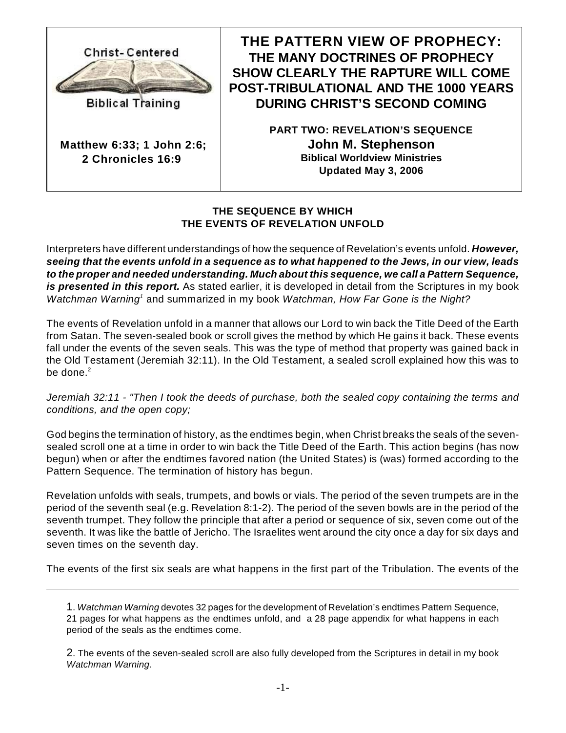Christ-Centered Biblical Training

**Matthew 6:33; 1 John 2:6; 2 Chronicles 16:9**

# THE PATTERN VIEW OF PROPHECY: THE MANY DOCTRINES OF PROPHECY SHOW CLEARLY THE RAPTURE WILL COME POST-TRIBULATIONAL AND THE 1000 YEARS DURING CHRIST'S SECOND COMING

**PART TWO: REVELATION'S SEQUENCE**

**John M. Stephenson**

**Biblical Worldview Ministries**

**Updated May 3, 2006**

## THE SEQUENCE BY WHICH THE EVENTS OF REVELATION UNFOLD

Interpreters have different understandings of how the sequence of Revelation's events unfold. ***However, seeing that the events unfold in a sequence as to what happened to the Jews, in our view, leads to the proper and needed understanding. Much about this sequence, we call a Pattern Sequence, is presented in this report.*** As stated earlier, it is developed in detail from the Scriptures in my book *Watchman Warning*[1] and summarized in my book *Watchman, How Far Gone is the Night?*

The events of Revelation unfold in a manner that allows our Lord to win back the Title Deed of the Earth from Satan. The seven-sealed book or scroll gives the method by which He gains it back. These events fall under the events of the seven seals. This was the type of method that property was gained back in the Old Testament (Jeremiah 32:11). In the Old Testament, a sealed scroll explained how this was to be done.[2]

*Jeremiah 32:11 - "Then I took the deeds of purchase, both the sealed copy containing the terms and conditions, and the open copy;*

God begins the termination of history, as the endtimes begin, when Christ breaks the seals of the seven-sealed scroll one at a time in order to win back the Title Deed of the Earth. This action begins (has now begun) when or after the endtimes favored nation (the United States) is (was) formed according to the Pattern Sequence. The termination of history has begun.

Revelation unfolds with seals, trumpets, and bowls or vials. The period of the seven trumpets are in the period of the seventh seal (e.g. Revelation 8:1-2). The period of the seven bowls are in the period of the seventh trumpet. They follow the principle that after a period or sequence of six, seven come out of the seventh. It was like the battle of Jericho. The Israelites went around the city once a day for six days and seven times on the seventh day.

The events of the first six seals are what happens in the first part of the Tribulation. The events of the

---

1. *Watchman Warning* devotes 32 pages for the development of Revelation's endtimes Pattern Sequence, 21 pages for what happens as the endtimes unfold, and a 28 page appendix for what happens in each period of the seals as the endtimes come.

2. The events of the seven-sealed scroll are also fully developed from the Scriptures in detail in my book *Watchman Warning.*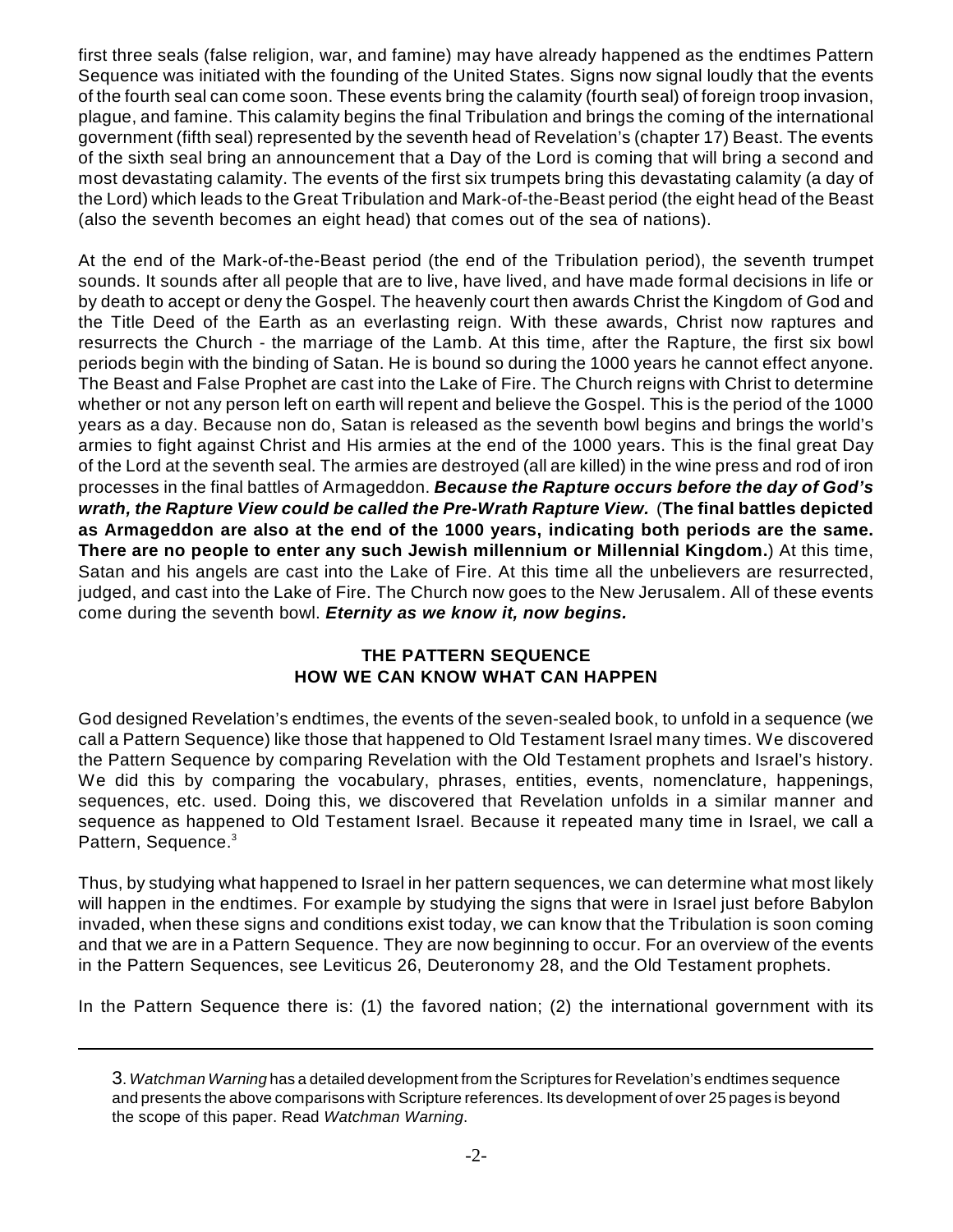first three seals (false religion, war, and famine) may have already happened as the endtimes Pattern Sequence was initiated with the founding of the United States. Signs now signal loudly that the events of the fourth seal can come soon. These events bring the calamity (fourth seal) of foreign troop invasion, plague, and famine. This calamity begins the final Tribulation and brings the coming of the international government (fifth seal) represented by the seventh head of Revelation's (chapter 17) Beast. The events of the sixth seal bring an announcement that a Day of the Lord is coming that will bring a second and most devastating calamity. The events of the first six trumpets bring this devastating calamity (a day of the Lord) which leads to the Great Tribulation and Mark-of-the-Beast period (the eight head of the Beast (also the seventh becomes an eight head) that comes out of the sea of nations).

At the end of the Mark-of-the-Beast period (the end of the Tribulation period), the seventh trumpet sounds. It sounds after all people that are to live, have lived, and have made formal decisions in life or by death to accept or deny the Gospel. The heavenly court then awards Christ the Kingdom of God and the Title Deed of the Earth as an everlasting reign. With these awards, Christ now raptures and resurrects the Church - the marriage of the Lamb. At this time, after the Rapture, the first six bowl periods begin with the binding of Satan. He is bound so during the 1000 years he cannot effect anyone. The Beast and False Prophet are cast into the Lake of Fire. The Church reigns with Christ to determine whether or not any person left on earth will repent and believe the Gospel. This is the period of the 1000 years as a day. Because non do, Satan is released as the seventh bowl begins and brings the world's armies to fight against Christ and His armies at the end of the 1000 years. This is the final great Day of the Lord at the seventh seal. The armies are destroyed (all are killed) in the wine press and rod of iron processes in the final battles of Armageddon. ***Because the Rapture occurs before the day of God's wrath, the Rapture View could be called the Pre-Wrath Rapture View.*** (**The final battles depicted as Armageddon are also at the end of the 1000 years, indicating both periods are the same. There are no people to enter any such Jewish millennium or Millennial Kingdom.**) At this time, Satan and his angels are cast into the Lake of Fire. At this time all the unbelievers are resurrected, judged, and cast into the Lake of Fire. The Church now goes to the New Jerusalem. All of these events come during the seventh bowl. ***Eternity as we know it, now begins.***

## THE PATTERN SEQUENCE
## HOW WE CAN KNOW WHAT CAN HAPPEN

God designed Revelation's endtimes, the events of the seven-sealed book, to unfold in a sequence (we call a Pattern Sequence) like those that happened to Old Testament Israel many times. We discovered the Pattern Sequence by comparing Revelation with the Old Testament prophets and Israel's history. We did this by comparing the vocabulary, phrases, entities, events, nomenclature, happenings, sequences, etc. used. Doing this, we discovered that Revelation unfolds in a similar manner and sequence as happened to Old Testament Israel. Because it repeated many time in Israel, we call a Pattern, Sequence.[3]

Thus, by studying what happened to Israel in her pattern sequences, we can determine what most likely will happen in the endtimes. For example by studying the signs that were in Israel just before Babylon invaded, when these signs and conditions exist today, we can know that the Tribulation is soon coming and that we are in a Pattern Sequence. They are now beginning to occur. For an overview of the events in the Pattern Sequences, see Leviticus 26, Deuteronomy 28, and the Old Testament prophets.

In the Pattern Sequence there is: (1) the favored nation; (2) the international government with its

---

3. *Watchman Warning* has a detailed development from the Scriptures for Revelation's endtimes sequence and presents the above comparisons with Scripture references. Its development of over 25 pages is beyond the scope of this paper. Read *Watchman Warning*.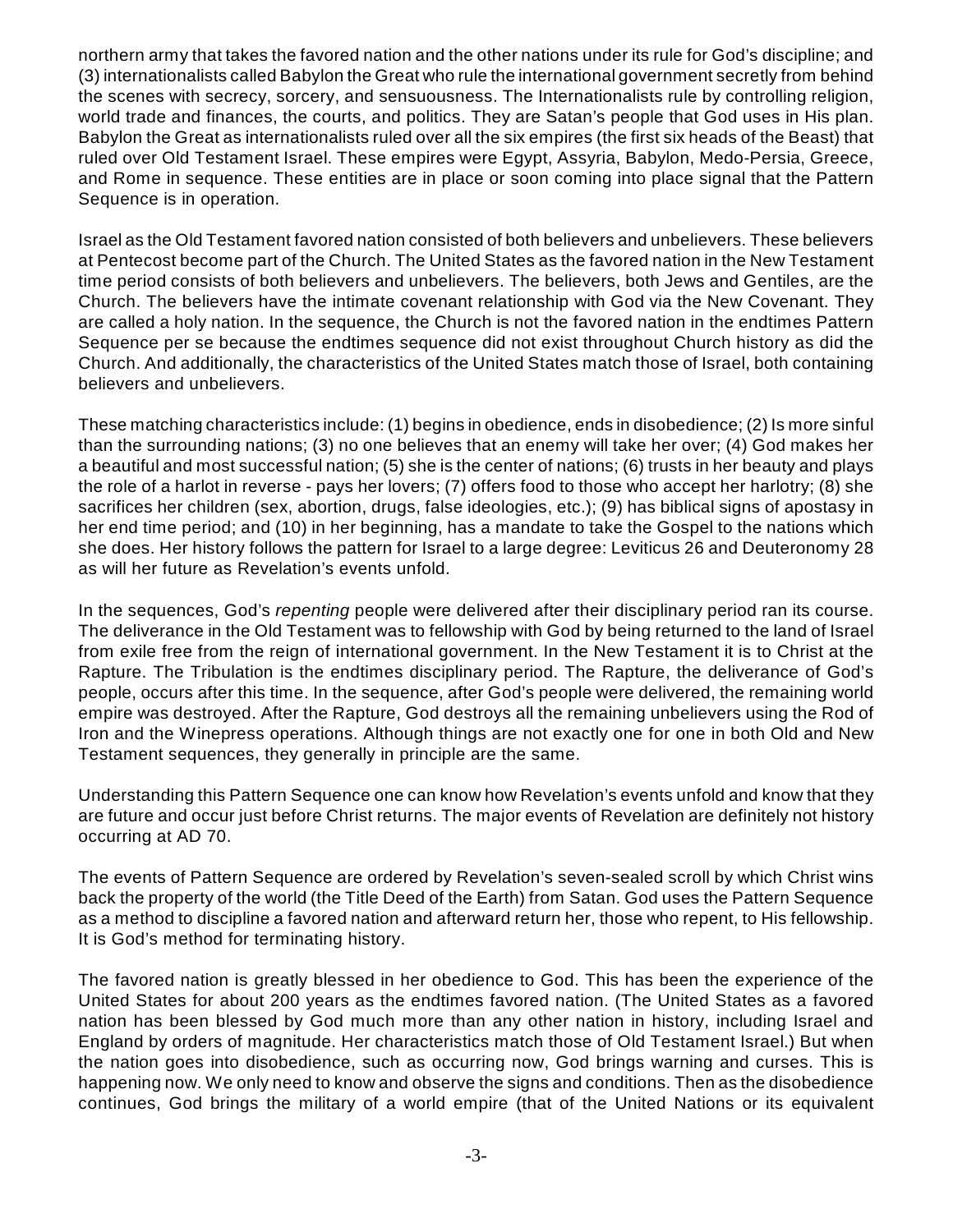northern army that takes the favored nation and the other nations under its rule for God's discipline; and (3) internationalists called Babylon the Great who rule the international government secretly from behind the scenes with secrecy, sorcery, and sensuousness. The Internationalists rule by controlling religion, world trade and finances, the courts, and politics. They are Satan's people that God uses in His plan. Babylon the Great as internationalists ruled over all the six empires (the first six heads of the Beast) that ruled over Old Testament Israel. These empires were Egypt, Assyria, Babylon, Medo-Persia, Greece, and Rome in sequence. These entities are in place or soon coming into place signal that the Pattern Sequence is in operation.

Israel as the Old Testament favored nation consisted of both believers and unbelievers. These believers at Pentecost become part of the Church. The United States as the favored nation in the New Testament time period consists of both believers and unbelievers. The believers, both Jews and Gentiles, are the Church. The believers have the intimate covenant relationship with God via the New Covenant. They are called a holy nation. In the sequence, the Church is not the favored nation in the endtimes Pattern Sequence per se because the endtimes sequence did not exist throughout Church history as did the Church. And additionally, the characteristics of the United States match those of Israel, both containing believers and unbelievers.

These matching characteristics include: (1) begins in obedience, ends in disobedience; (2) Is more sinful than the surrounding nations; (3) no one believes that an enemy will take her over; (4) God makes her a beautiful and most successful nation; (5) she is the center of nations; (6) trusts in her beauty and plays the role of a harlot in reverse - pays her lovers; (7) offers food to those who accept her harlotry; (8) she sacrifices her children (sex, abortion, drugs, false ideologies, etc.); (9) has biblical signs of apostasy in her end time period; and (10) in her beginning, has a mandate to take the Gospel to the nations which she does. Her history follows the pattern for Israel to a large degree: Leviticus 26 and Deuteronomy 28 as will her future as Revelation's events unfold.

In the sequences, God's *repenting* people were delivered after their disciplinary period ran its course. The deliverance in the Old Testament was to fellowship with God by being returned to the land of Israel from exile free from the reign of international government. In the New Testament it is to Christ at the Rapture. The Tribulation is the endtimes disciplinary period. The Rapture, the deliverance of God's people, occurs after this time. In the sequence, after God's people were delivered, the remaining world empire was destroyed. After the Rapture, God destroys all the remaining unbelievers using the Rod of Iron and the Winepress operations. Although things are not exactly one for one in both Old and New Testament sequences, they generally in principle are the same.

Understanding this Pattern Sequence one can know how Revelation's events unfold and know that they are future and occur just before Christ returns. The major events of Revelation are definitely not history occurring at AD 70.

The events of Pattern Sequence are ordered by Revelation's seven-sealed scroll by which Christ wins back the property of the world (the Title Deed of the Earth) from Satan. God uses the Pattern Sequence as a method to discipline a favored nation and afterward return her, those who repent, to His fellowship. It is God's method for terminating history.

The favored nation is greatly blessed in her obedience to God. This has been the experience of the United States for about 200 years as the endtimes favored nation. (The United States as a favored nation has been blessed by God much more than any other nation in history, including Israel and England by orders of magnitude. Her characteristics match those of Old Testament Israel.) But when the nation goes into disobedience, such as occurring now, God brings warning and curses. This is happening now. We only need to know and observe the signs and conditions. Then as the disobedience continues, God brings the military of a world empire (that of the United Nations or its equivalent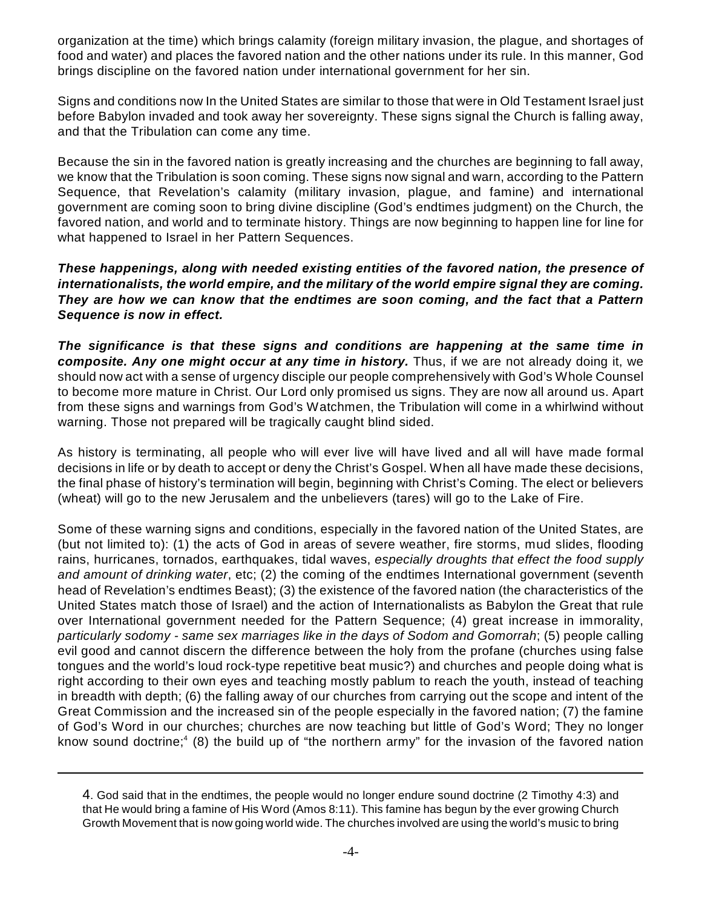organization at the time) which brings calamity (foreign military invasion, the plague, and shortages of food and water) and places the favored nation and the other nations under its rule. In this manner, God brings discipline on the favored nation under international government for her sin.

Signs and conditions now In the United States are similar to those that were in Old Testament Israel just before Babylon invaded and took away her sovereignty. These signs signal the Church is falling away, and that the Tribulation can come any time.

Because the sin in the favored nation is greatly increasing and the churches are beginning to fall away, we know that the Tribulation is soon coming. These signs now signal and warn, according to the Pattern Sequence, that Revelation's calamity (military invasion, plague, and famine) and international government are coming soon to bring divine discipline (God's endtimes judgment) on the Church, the favored nation, and world and to terminate history. Things are now beginning to happen line for line for what happened to Israel in her Pattern Sequences.

***These happenings, along with needed existing entities of the favored nation, the presence of internationalists, the world empire, and the military of the world empire signal they are coming. They are how we can know that the endtimes are soon coming, and the fact that a Pattern Sequence is now in effect.***

***The significance is that these signs and conditions are happening at the same time in composite. Any one might occur at any time in history.*** Thus, if we are not already doing it, we should now act with a sense of urgency disciple our people comprehensively with God's Whole Counsel to become more mature in Christ. Our Lord only promised us signs. They are now all around us. Apart from these signs and warnings from God's Watchmen, the Tribulation will come in a whirlwind without warning. Those not prepared will be tragically caught blind sided.

As history is terminating, all people who will ever live will have lived and all will have made formal decisions in life or by death to accept or deny the Christ's Gospel. When all have made these decisions, the final phase of history's termination will begin, beginning with Christ's Coming. The elect or believers (wheat) will go to the new Jerusalem and the unbelievers (tares) will go to the Lake of Fire.

Some of these warning signs and conditions, especially in the favored nation of the United States, are (but not limited to): (1) the acts of God in areas of severe weather, fire storms, mud slides, flooding rains, hurricanes, tornados, earthquakes, tidal waves, *especially droughts that effect the food supply and amount of drinking water*, etc; (2) the coming of the endtimes International government (seventh head of Revelation's endtimes Beast); (3) the existence of the favored nation (the characteristics of the United States match those of Israel) and the action of Internationalists as Babylon the Great that rule over International government needed for the Pattern Sequence; (4) great increase in immorality, *particularly sodomy - same sex marriages like in the days of Sodom and Gomorrah*; (5) people calling evil good and cannot discern the difference between the holy from the profane (churches using false tongues and the world's loud rock-type repetitive beat music?) and churches and people doing what is right according to their own eyes and teaching mostly pablum to reach the youth, instead of teaching in breadth with depth; (6) the falling away of our churches from carrying out the scope and intent of the Great Commission and the increased sin of the people especially in the favored nation; (7) the famine of God's Word in our churches; churches are now teaching but little of God's Word; They no longer know sound doctrine;[4] (8) the build up of "the northern army" for the invasion of the favored nation

---

4. God said that in the endtimes, the people would no longer endure sound doctrine (2 Timothy 4:3) and that He would bring a famine of His Word (Amos 8:11). This famine has begun by the ever growing Church Growth Movement that is now going world wide. The churches involved are using the world's music to bring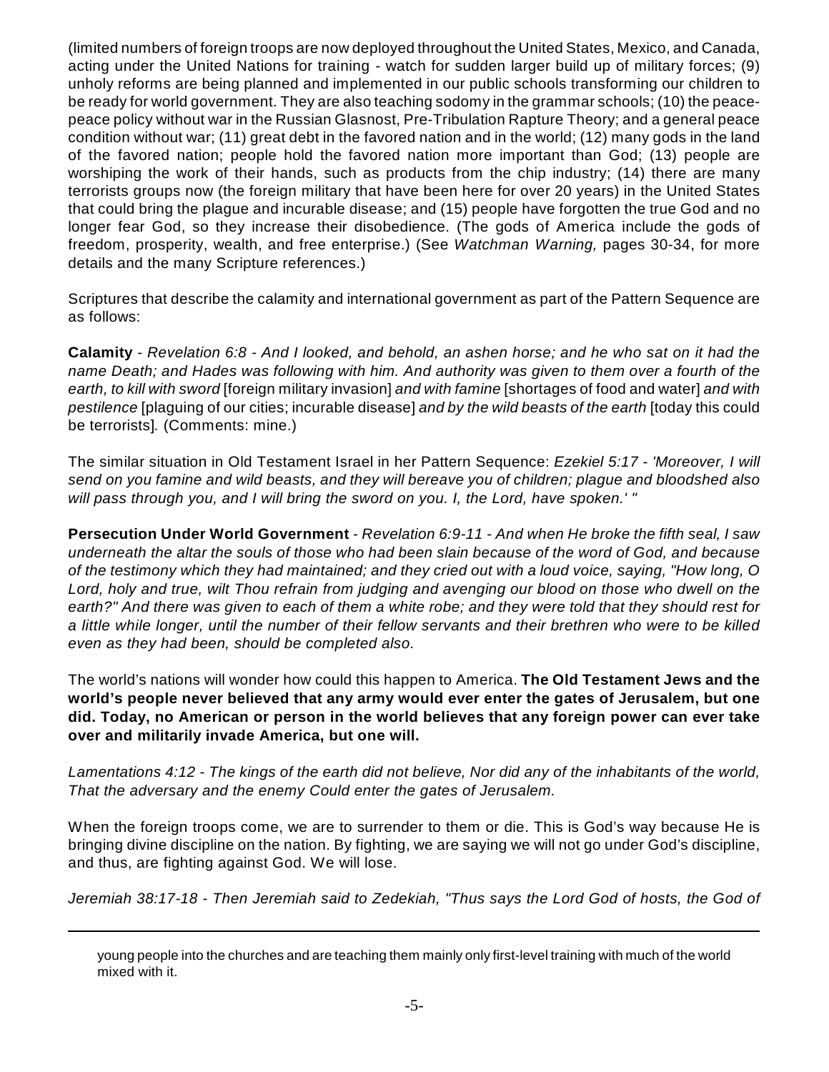(limited numbers of foreign troops are now deployed throughout the United States, Mexico, and Canada, acting under the United Nations for training - watch for sudden larger build up of military forces; (9) unholy reforms are being planned and implemented in our public schools transforming our children to be ready for world government. They are also teaching sodomy in the grammar schools; (10) the peace-peace policy without war in the Russian Glasnost, Pre-Tribulation Rapture Theory; and a general peace condition without war; (11) great debt in the favored nation and in the world; (12) many gods in the land of the favored nation; people hold the favored nation more important than God; (13) people are worshiping the work of their hands, such as products from the chip industry; (14) there are many terrorists groups now (the foreign military that have been here for over 20 years) in the United States that could bring the plague and incurable disease; and (15) people have forgotten the true God and no longer fear God, so they increase their disobedience. (The gods of America include the gods of freedom, prosperity, wealth, and free enterprise.) (See *Watchman Warning,* pages 30-34, for more details and the many Scripture references.)

Scriptures that describe the calamity and international government as part of the Pattern Sequence are as follows:

**Calamity** - *Revelation 6:8 - And I looked, and behold, an ashen horse; and he who sat on it had the name Death; and Hades was following with him. And authority was given to them over a fourth of the earth, to kill with sword* [foreign military invasion] *and with famine* [shortages of food and water] *and with pestilence* [plaguing of our cities; incurable disease] *and by the wild beasts of the earth* [today this could be terrorists]*.* (Comments: mine.)

The similar situation in Old Testament Israel in her Pattern Sequence: *Ezekiel 5:17 - 'Moreover, I will send on you famine and wild beasts, and they will bereave you of children; plague and bloodshed also will pass through you, and I will bring the sword on you. I, the Lord, have spoken.' "*

**Persecution Under World Government** - *Revelation 6:9-11 - And when He broke the fifth seal, I saw underneath the altar the souls of those who had been slain because of the word of God, and because of the testimony which they had maintained; and they cried out with a loud voice, saying, "How long, O Lord, holy and true, wilt Thou refrain from judging and avenging our blood on those who dwell on the earth?" And there was given to each of them a white robe; and they were told that they should rest for a little while longer, until the number of their fellow servants and their brethren who were to be killed even as they had been, should be completed also.*

The world's nations will wonder how could this happen to America. **The Old Testament Jews and the world's people never believed that any army would ever enter the gates of Jerusalem, but one did. Today, no American or person in the world believes that any foreign power can ever take over and militarily invade America, but one will.**

*Lamentations 4:12 - The kings of the earth did not believe, Nor did any of the inhabitants of the world, That the adversary and the enemy Could enter the gates of Jerusalem.*

When the foreign troops come, we are to surrender to them or die. This is God's way because He is bringing divine discipline on the nation. By fighting, we are saying we will not go under God's discipline, and thus, are fighting against God. We will lose.

*Jeremiah 38:17-18 - Then Jeremiah said to Zedekiah, "Thus says the Lord God of hosts, the God of*

---

young people into the churches and are teaching them mainly only first-level training with much of the world mixed with it.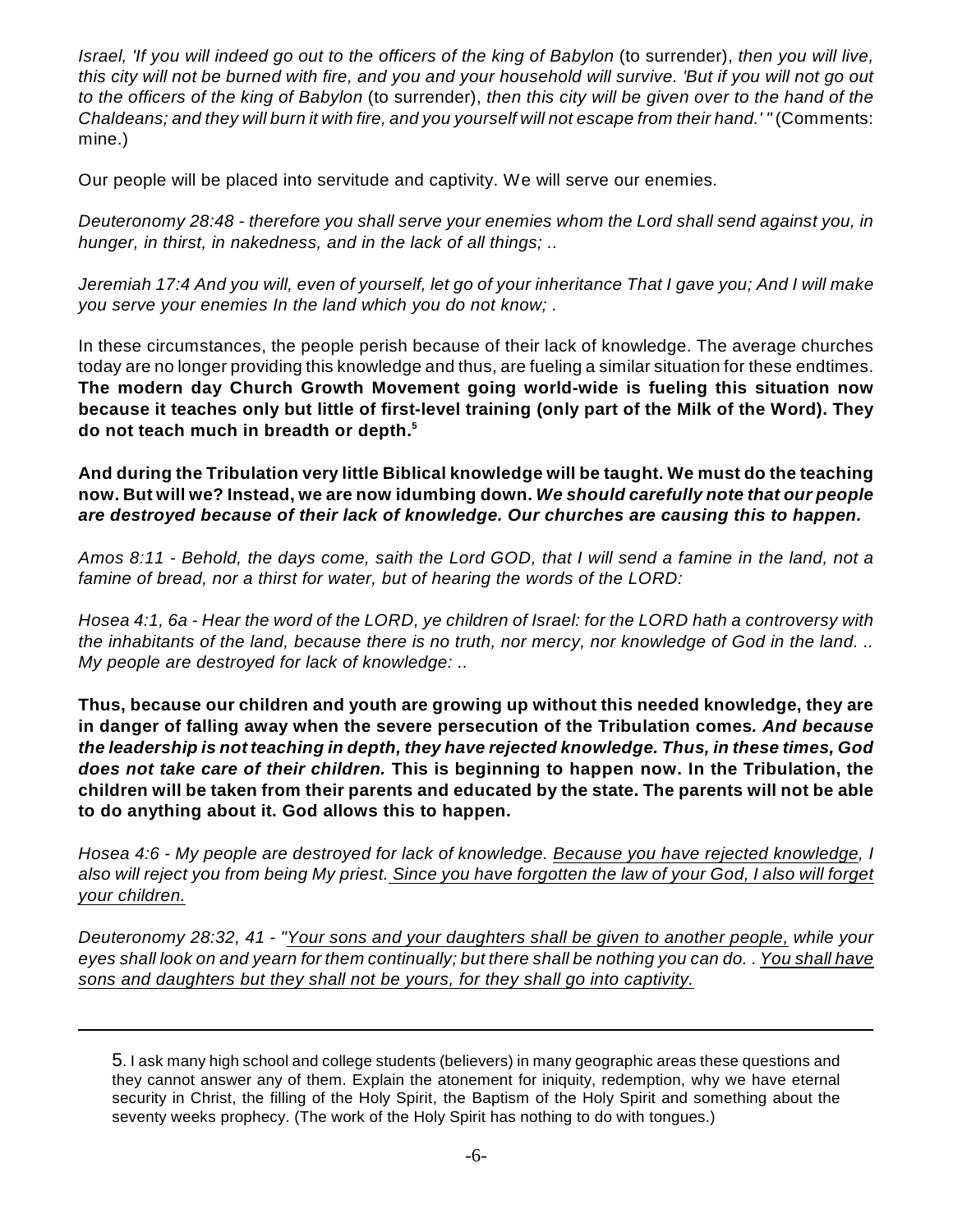*Israel, 'If you will indeed go out to the officers of the king of Babylon* (to surrender), *then you will live, this city will not be burned with fire, and you and your household will survive. 'But if you will not go out to the officers of the king of Babylon* (to surrender), *then this city will be given over to the hand of the Chaldeans; and they will burn it with fire, and you yourself will not escape from their hand.' "* (Comments: mine.)

Our people will be placed into servitude and captivity. We will serve our enemies.

*Deuteronomy 28:48 - therefore you shall serve your enemies whom the Lord shall send against you, in hunger, in thirst, in nakedness, and in the lack of all things; ..*

*Jeremiah 17:4 And you will, even of yourself, let go of your inheritance That I gave you; And I will make you serve your enemies In the land which you do not know; .*

In these circumstances, the people perish because of their lack of knowledge. The average churches today are no longer providing this knowledge and thus, are fueling a similar situation for these endtimes. **The modern day Church Growth Movement going world-wide is fueling this situation now because it teaches only but little of first-level training (only part of the Milk of the Word). They do not teach much in breadth or depth.**[5]

**And during the Tribulation very little Biblical knowledge will be taught. We must do the teaching now. But will we? Instead, we are now idumbing down. *We should carefully note that our people are destroyed because of their lack of knowledge. Our churches are causing this to happen.***

*Amos 8:11 - Behold, the days come, saith the Lord GOD, that I will send a famine in the land, not a famine of bread, nor a thirst for water, but of hearing the words of the LORD:*

*Hosea 4:1, 6a - Hear the word of the LORD, ye children of Israel: for the LORD hath a controversy with the inhabitants of the land, because there is no truth, nor mercy, nor knowledge of God in the land. .. My people are destroyed for lack of knowledge: ..*

**Thus, because our children and youth are growing up without this needed knowledge, they are in danger of falling away when the severe persecution of the Tribulation comes*. And because the leadership is not teaching in depth, they have rejected knowledge. Thus, in these times, God does not take care of their children.* This is beginning to happen now. In the Tribulation, the children will be taken from their parents and educated by the state. The parents will not be able to do anything about it. God allows this to happen.**

*Hosea 4:6 - My people are destroyed for lack of knowledge. <u>Because you have rejected knowledge</u>, I also will reject you from being My priest. <u>Since you have forgotten the law of your God, I also will forget your children.</u>*

*Deuteronomy 28:32, 41 - "<u>Your sons and your daughters shall be given to another people,</u> while your eyes shall look on and yearn for them continually; but there shall be nothing you can do. . <u>You shall have sons and daughters but they shall not be yours, for they shall go into captivity.</u>*

---

5. I ask many high school and college students (believers) in many geographic areas these questions and they cannot answer any of them. Explain the atonement for iniquity, redemption, why we have eternal security in Christ, the filling of the Holy Spirit, the Baptism of the Holy Spirit and something about the seventy weeks prophecy. (The work of the Holy Spirit has nothing to do with tongues.)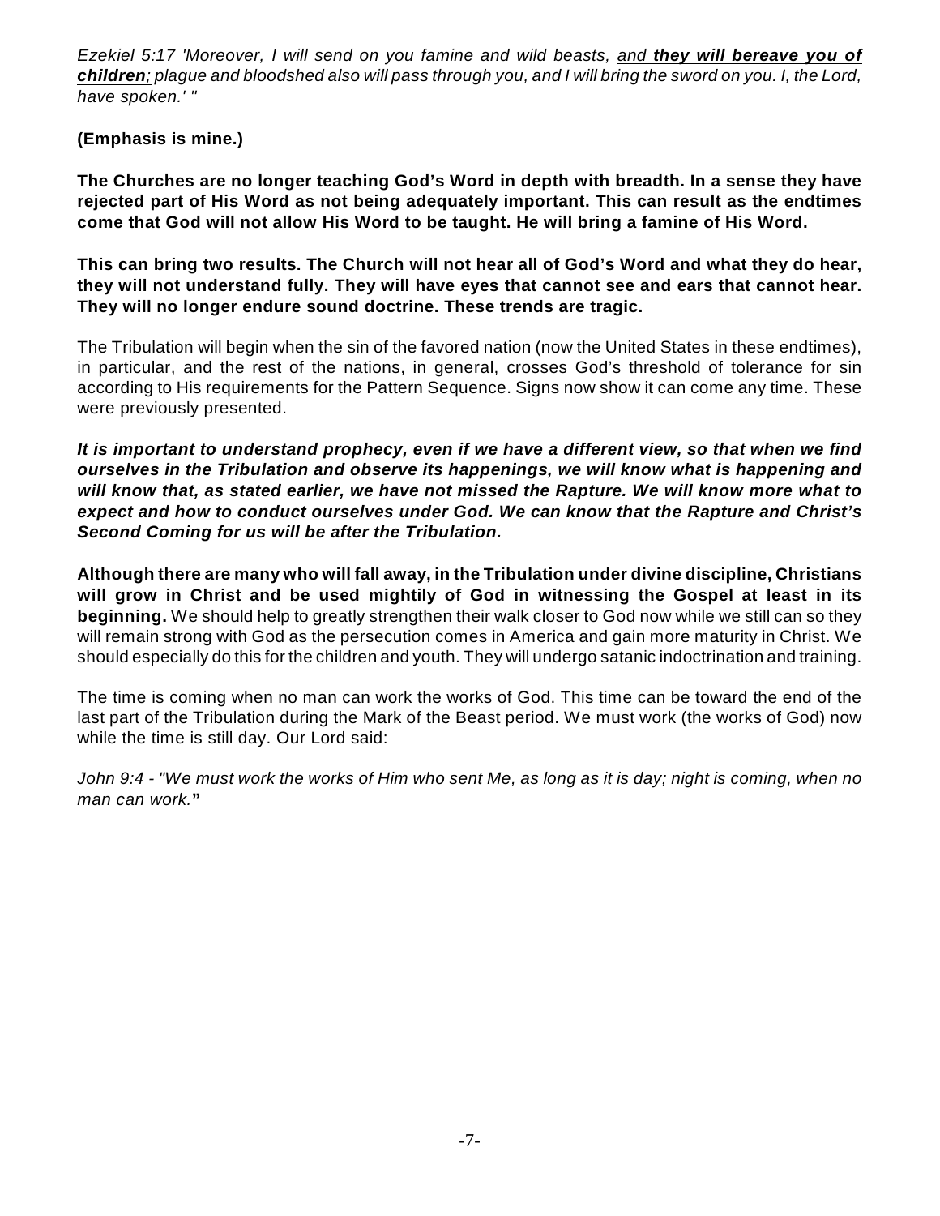*Ezekiel 5:17 'Moreover, I will send on you famine and wild beasts, <u>and **they will bereave you of children**;</u> plague and bloodshed also will pass through you, and I will bring the sword on you. I, the Lord, have spoken.' "*

**(Emphasis is mine.)**

**The Churches are no longer teaching God's Word in depth with breadth. In a sense they have rejected part of His Word as not being adequately important. This can result as the endtimes come that God will not allow His Word to be taught. He will bring a famine of His Word.**

**This can bring two results. The Church will not hear all of God's Word and what they do hear, they will not understand fully. They will have eyes that cannot see and ears that cannot hear. They will no longer endure sound doctrine. These trends are tragic.**

The Tribulation will begin when the sin of the favored nation (now the United States in these endtimes), in particular, and the rest of the nations, in general, crosses God's threshold of tolerance for sin according to His requirements for the Pattern Sequence. Signs now show it can come any time. These were previously presented.

***It is important to understand prophecy, even if we have a different view, so that when we find ourselves in the Tribulation and observe its happenings, we will know what is happening and will know that, as stated earlier, we have not missed the Rapture. We will know more what to expect and how to conduct ourselves under God. We can know that the Rapture and Christ's Second Coming for us will be after the Tribulation.***

**Although there are many who will fall away, in the Tribulation under divine discipline, Christians will grow in Christ and be used mightily of God in witnessing the Gospel at least in its beginning.** We should help to greatly strengthen their walk closer to God now while we still can so they will remain strong with God as the persecution comes in America and gain more maturity in Christ. We should especially do this for the children and youth. They will undergo satanic indoctrination and training.

The time is coming when no man can work the works of God. This time can be toward the end of the last part of the Tribulation during the Mark of the Beast period. We must work (the works of God) now while the time is still day. Our Lord said:

*John 9:4 - "We must work the works of Him who sent Me, as long as it is day; night is coming, when no man can work.*"